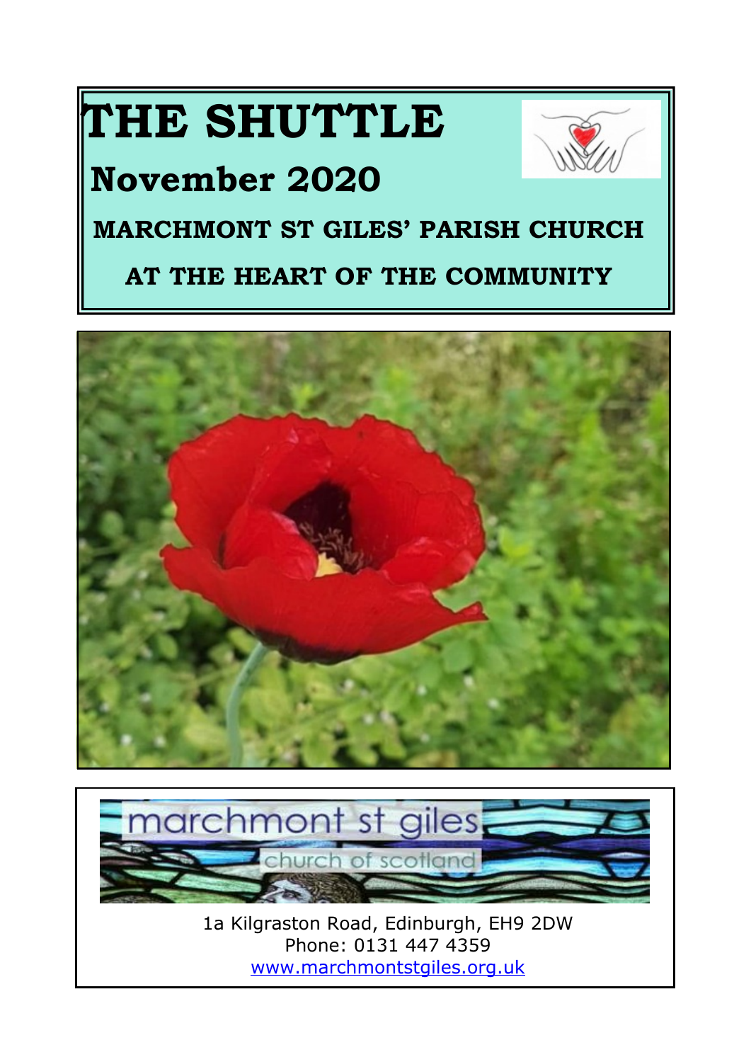# THE SHUTTLE

## November 2020

**MARCHMONT ST GILES' PARISH CHURCH**

**AT THE HEART OF THE COMMUNITY**

marchmont st giles

church of scotland

1a Kilgraston Road, Edinburgh, EH9 2DW
Phone: 0131 447 4359
www.marchmontstgiles.org.uk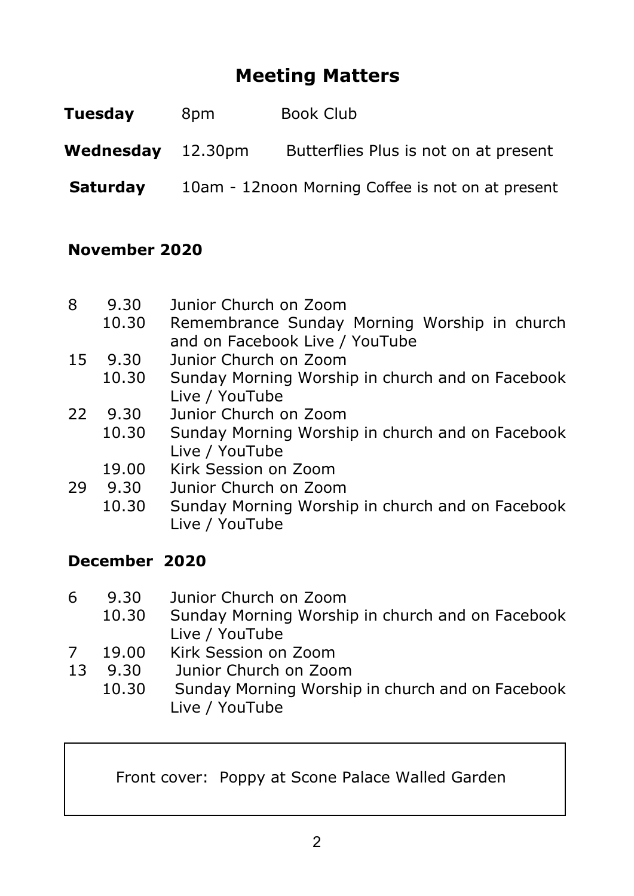# Meeting Matters

| | | |
|---|---|---|
| **Tuesday** | 8pm | Book Club |
| **Wednesday** | 12.30pm | Butterflies Plus is not on at present |
| **Saturday** | 10am - 12noon | Morning Coffee is not on at present |

## November 2020

| | | |
|---|---|---|
| 8 | 9.30 | Junior Church on Zoom |
| | 10.30 | Remembrance Sunday Morning Worship in church and on Facebook Live / YouTube |
| 15 | 9.30 | Junior Church on Zoom |
| | 10.30 | Sunday Morning Worship in church and on Facebook Live / YouTube |
| 22 | 9.30 | Junior Church on Zoom |
| | 10.30 | Sunday Morning Worship in church and on Facebook Live / YouTube |
| | 19.00 | Kirk Session on Zoom |
| 29 | 9.30 | Junior Church on Zoom |
| | 10.30 | Sunday Morning Worship in church and on Facebook Live / YouTube |

## December 2020

| | | |
|---|---|---|
| 6 | 9.30 | Junior Church on Zoom |
| | 10.30 | Sunday Morning Worship in church and on Facebook Live / YouTube |
| 7 | 19.00 | Kirk Session on Zoom |
| 13 | 9.30 | Junior Church on Zoom |
| | 10.30 | Sunday Morning Worship in church and on Facebook Live / YouTube |

Front cover: Poppy at Scone Palace Walled Garden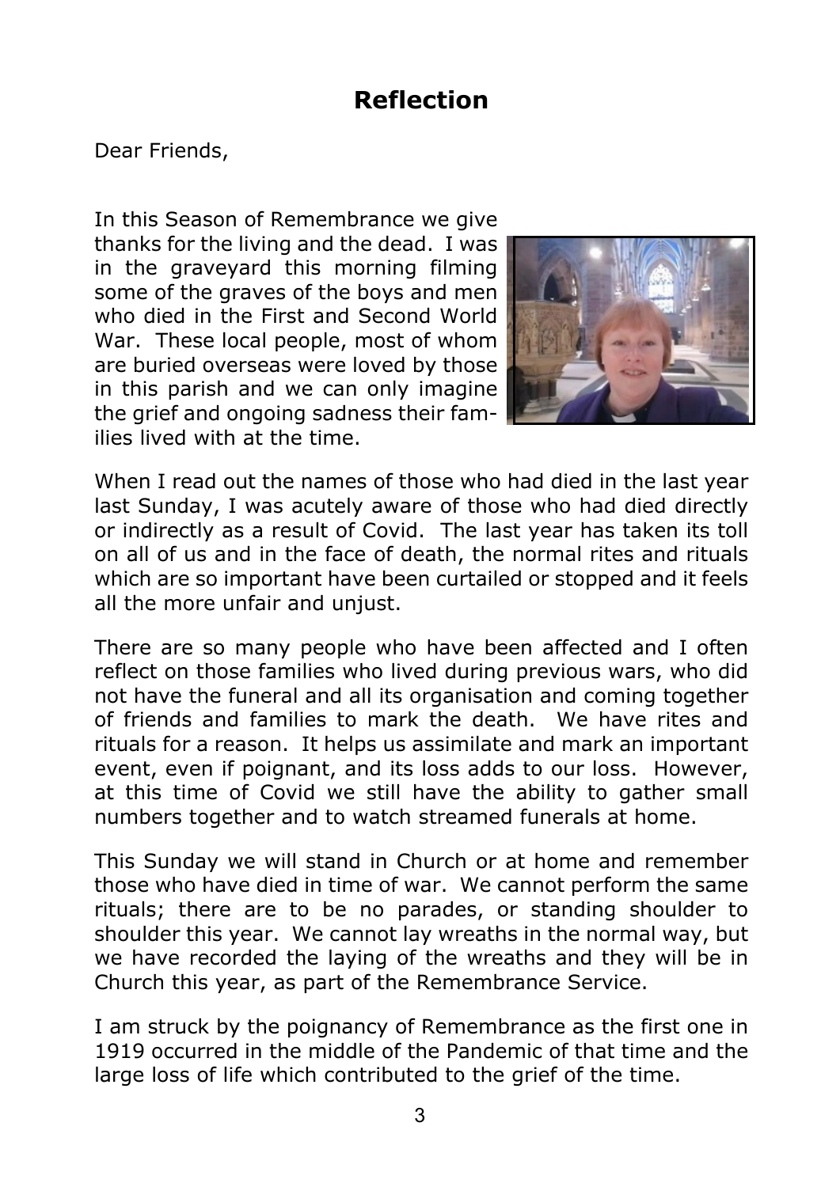# Reflection

Dear Friends,

In this Season of Remembrance we give thanks for the living and the dead. I was in the graveyard this morning filming some of the graves of the boys and men who died in the First and Second World War. These local people, most of whom are buried overseas were loved by those in this parish and we can only imagine the grief and ongoing sadness their families lived with at the time.

When I read out the names of those who had died in the last year last Sunday, I was acutely aware of those who had died directly or indirectly as a result of Covid. The last year has taken its toll on all of us and in the face of death, the normal rites and rituals which are so important have been curtailed or stopped and it feels all the more unfair and unjust.

There are so many people who have been affected and I often reflect on those families who lived during previous wars, who did not have the funeral and all its organisation and coming together of friends and families to mark the death. We have rites and rituals for a reason. It helps us assimilate and mark an important event, even if poignant, and its loss adds to our loss. However, at this time of Covid we still have the ability to gather small numbers together and to watch streamed funerals at home.

This Sunday we will stand in Church or at home and remember those who have died in time of war. We cannot perform the same rituals; there are to be no parades, or standing shoulder to shoulder this year. We cannot lay wreaths in the normal way, but we have recorded the laying of the wreaths and they will be in Church this year, as part of the Remembrance Service.

I am struck by the poignancy of Remembrance as the first one in 1919 occurred in the middle of the Pandemic of that time and the large loss of life which contributed to the grief of the time.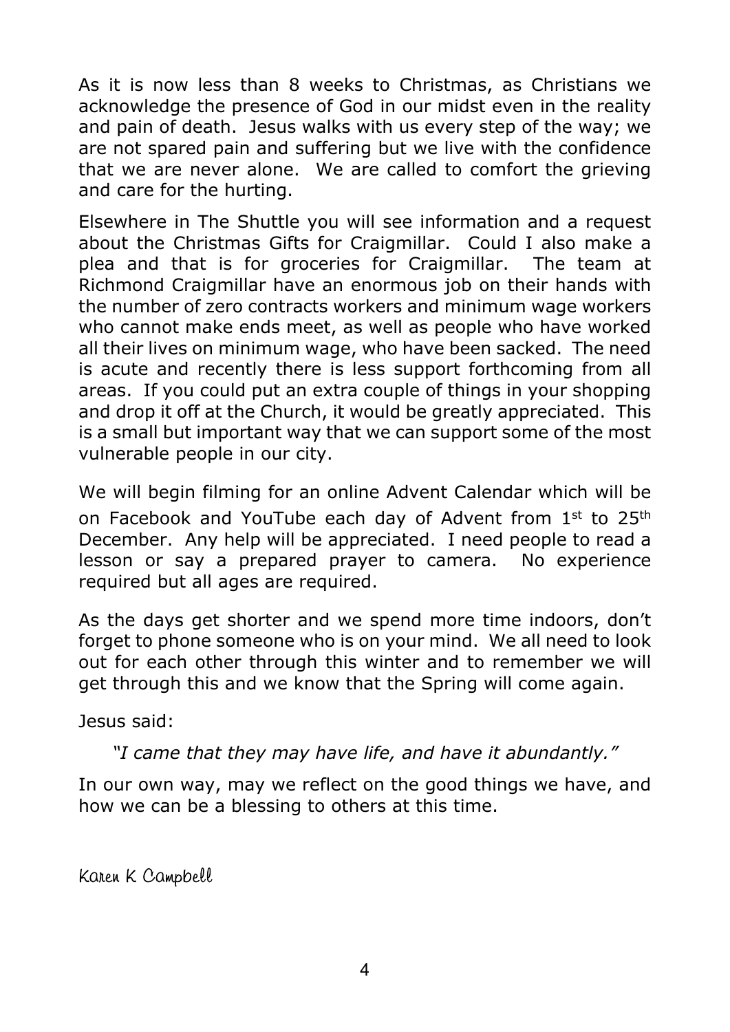As it is now less than 8 weeks to Christmas, as Christians we acknowledge the presence of God in our midst even in the reality and pain of death. Jesus walks with us every step of the way; we are not spared pain and suffering but we live with the confidence that we are never alone. We are called to comfort the grieving and care for the hurting.

Elsewhere in The Shuttle you will see information and a request about the Christmas Gifts for Craigmillar. Could I also make a plea and that is for groceries for Craigmillar. The team at Richmond Craigmillar have an enormous job on their hands with the number of zero contracts workers and minimum wage workers who cannot make ends meet, as well as people who have worked all their lives on minimum wage, who have been sacked. The need is acute and recently there is less support forthcoming from all areas. If you could put an extra couple of things in your shopping and drop it off at the Church, it would be greatly appreciated. This is a small but important way that we can support some of the most vulnerable people in our city.

We will begin filming for an online Advent Calendar which will be on Facebook and YouTube each day of Advent from 1st to 25th December. Any help will be appreciated. I need people to read a lesson or say a prepared prayer to camera. No experience required but all ages are required.

As the days get shorter and we spend more time indoors, don't forget to phone someone who is on your mind. We all need to look out for each other through this winter and to remember we will get through this and we know that the Spring will come again.

Jesus said:

*"I came that they may have life, and have it abundantly."*

In our own way, may we reflect on the good things we have, and how we can be a blessing to others at this time.

Karen K Campbell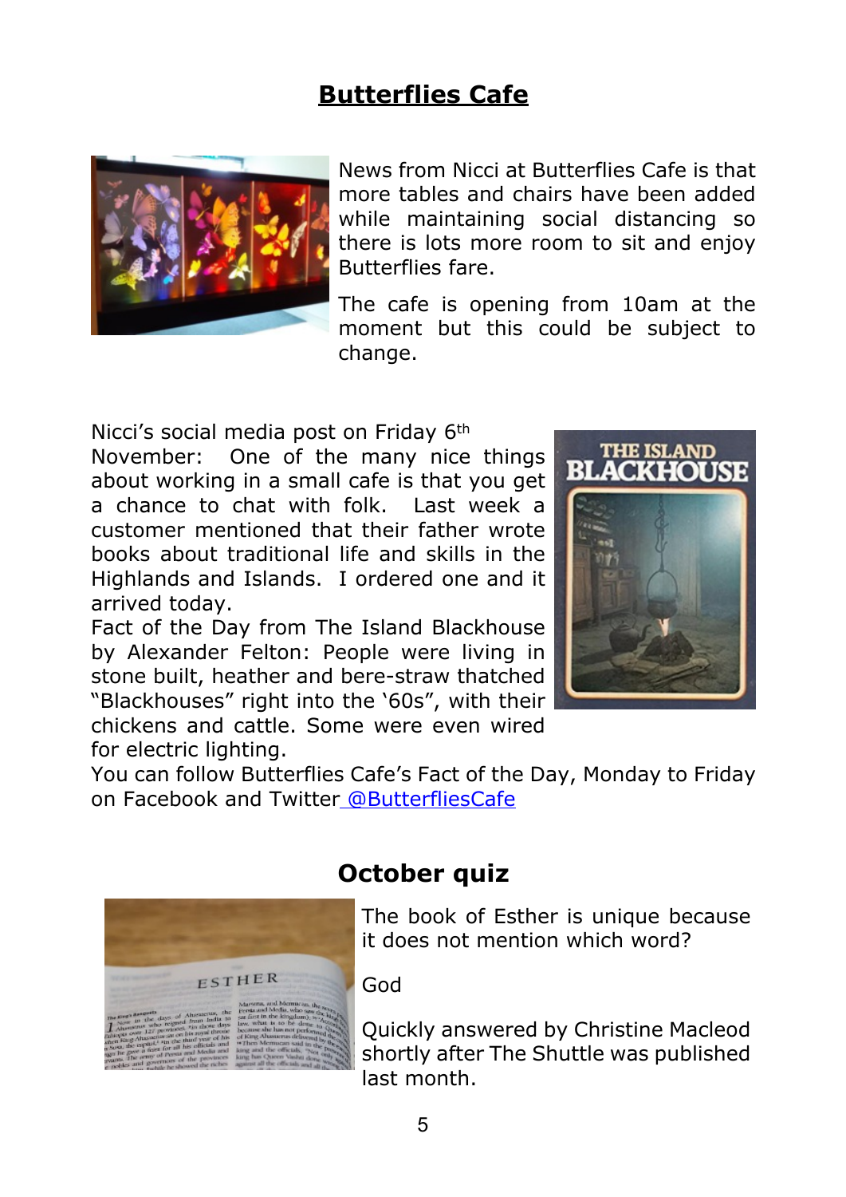# Butterflies Cafe

News from Nicci at Butterflies Cafe is that more tables and chairs have been added while maintaining social distancing so there is lots more room to sit and enjoy Butterflies fare.

The cafe is opening from 10am at the moment but this could be subject to change.

Nicci's social media post on Friday 6th November: One of the many nice things about working in a small cafe is that you get a chance to chat with folk. Last week a customer mentioned that their father wrote books about traditional life and skills in the Highlands and Islands. I ordered one and it arrived today.

Fact of the Day from The Island Blackhouse by Alexander Felton: People were living in stone built, heather and bere-straw thatched "Blackhouses" right into the '60s", with their chickens and cattle. Some were even wired for electric lighting.

You can follow Butterflies Cafe's Fact of the Day, Monday to Friday on Facebook and Twitter @ButterfliesCafe

## October quiz

The book of Esther is unique because it does not mention which word?

God

Quickly answered by Christine Macleod shortly after The Shuttle was published last month.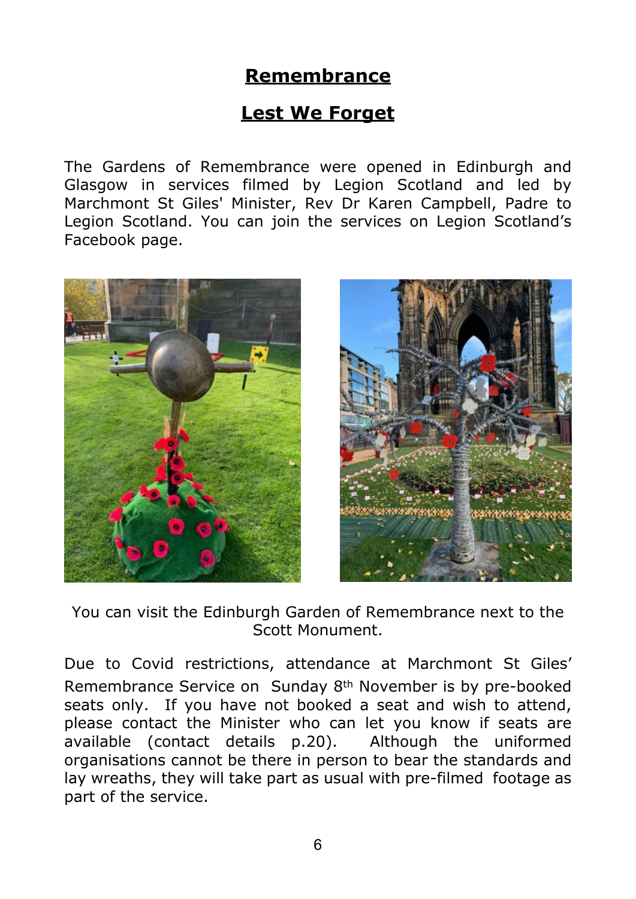## Remembrance

## Lest We Forget

The Gardens of Remembrance were opened in Edinburgh and Glasgow in services filmed by Legion Scotland and led by Marchmont St Giles' Minister, Rev Dr Karen Campbell, Padre to Legion Scotland. You can join the services on Legion Scotland's Facebook page.

You can visit the Edinburgh Garden of Remembrance next to the Scott Monument.

Due to Covid restrictions, attendance at Marchmont St Giles' Remembrance Service on Sunday 8th November is by pre-booked seats only. If you have not booked a seat and wish to attend, please contact the Minister who can let you know if seats are available (contact details p.20). Although the uniformed organisations cannot be there in person to bear the standards and lay wreaths, they will take part as usual with pre-filmed footage as part of the service.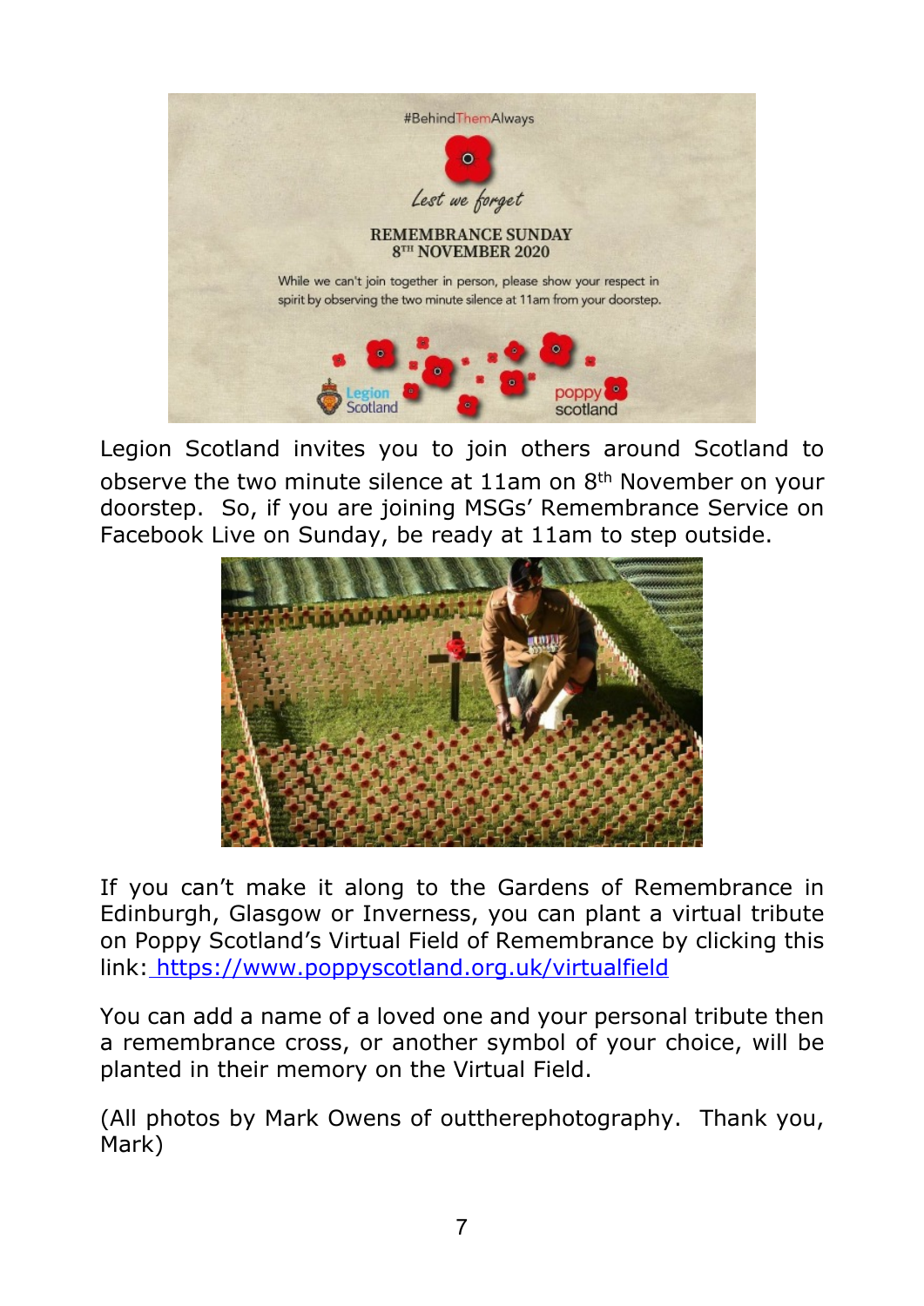#BehindThemAlways

*Lest we forget*

REMEMBRANCE SUNDAY
8TH NOVEMBER 2020

While we can't join together in person, please show your respect in spirit by observing the two minute silence at 11am from your doorstep.

Legion Scotland

poppy scotland

Legion Scotland invites you to join others around Scotland to observe the two minute silence at 11am on 8th November on your doorstep. So, if you are joining MSGs' Remembrance Service on Facebook Live on Sunday, be ready at 11am to step outside.

If you can't make it along to the Gardens of Remembrance in Edinburgh, Glasgow or Inverness, you can plant a virtual tribute on Poppy Scotland's Virtual Field of Remembrance by clicking this link: https://www.poppyscotland.org.uk/virtualfield

You can add a name of a loved one and your personal tribute then a remembrance cross, or another symbol of your choice, will be planted in their memory on the Virtual Field.

(All photos by Mark Owens of outtherephotography. Thank you, Mark)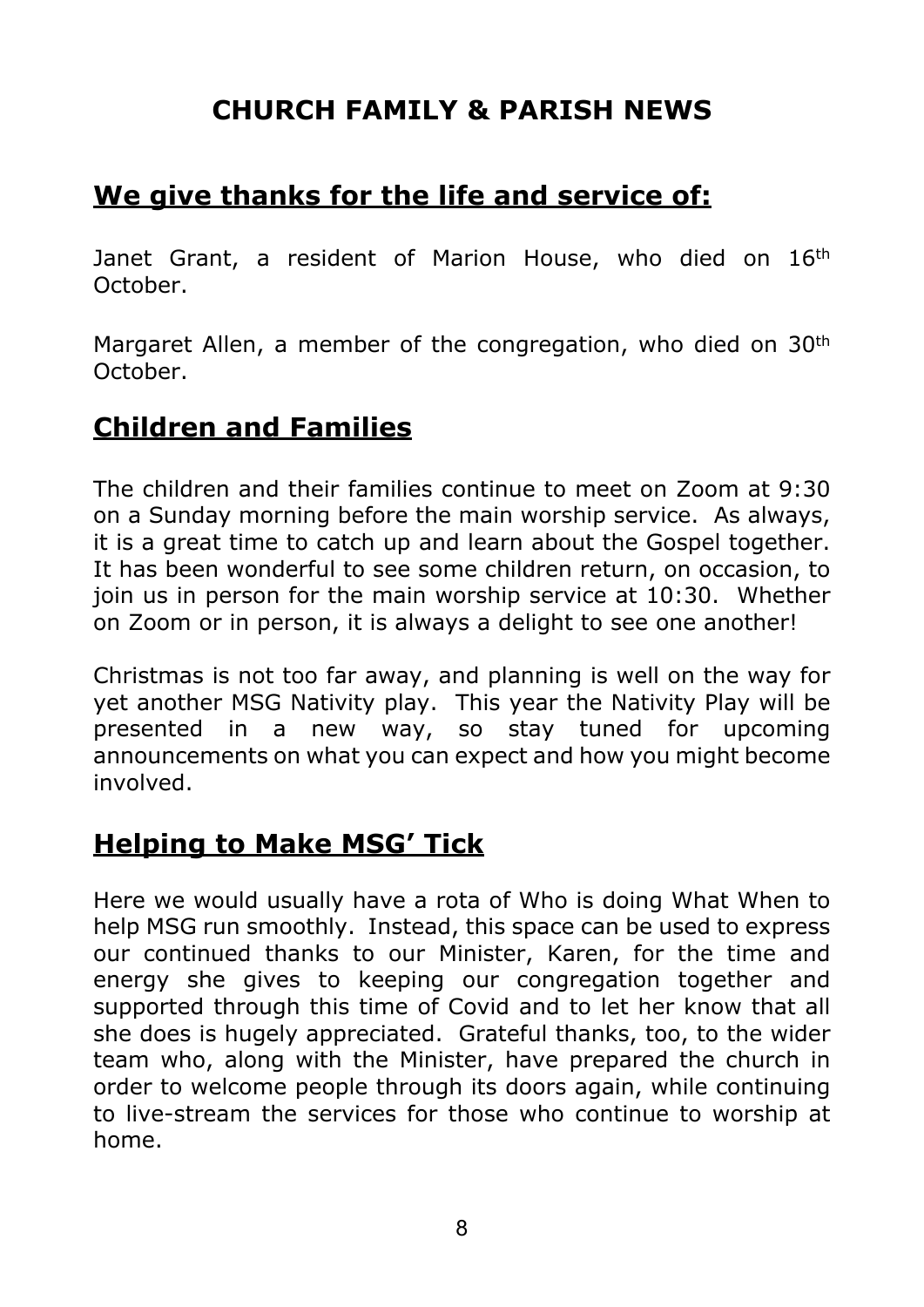# CHURCH FAMILY & PARISH NEWS

## We give thanks for the life and service of:

Janet Grant, a resident of Marion House, who died on 16th October.

Margaret Allen, a member of the congregation, who died on 30th October.

## Children and Families

The children and their families continue to meet on Zoom at 9:30 on a Sunday morning before the main worship service. As always, it is a great time to catch up and learn about the Gospel together. It has been wonderful to see some children return, on occasion, to join us in person for the main worship service at 10:30. Whether on Zoom or in person, it is always a delight to see one another!

Christmas is not too far away, and planning is well on the way for yet another MSG Nativity play. This year the Nativity Play will be presented in a new way, so stay tuned for upcoming announcements on what you can expect and how you might become involved.

## Helping to Make MSG' Tick

Here we would usually have a rota of Who is doing What When to help MSG run smoothly. Instead, this space can be used to express our continued thanks to our Minister, Karen, for the time and energy she gives to keeping our congregation together and supported through this time of Covid and to let her know that all she does is hugely appreciated. Grateful thanks, too, to the wider team who, along with the Minister, have prepared the church in order to welcome people through its doors again, while continuing to live-stream the services for those who continue to worship at home.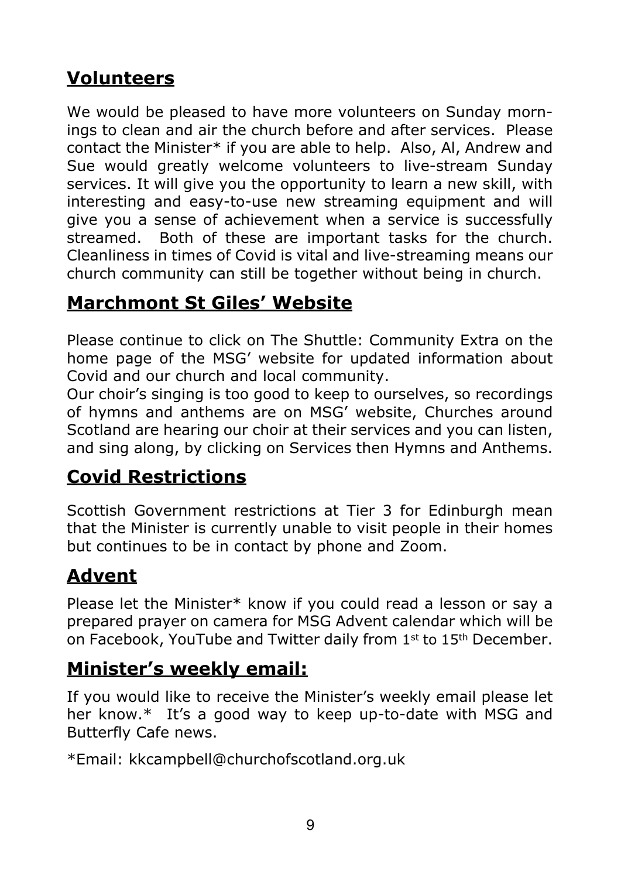## Volunteers

We would be pleased to have more volunteers on Sunday mornings to clean and air the church before and after services. Please contact the Minister* if you are able to help. Also, Al, Andrew and Sue would greatly welcome volunteers to live-stream Sunday services. It will give you the opportunity to learn a new skill, with interesting and easy-to-use new streaming equipment and will give you a sense of achievement when a service is successfully streamed. Both of these are important tasks for the church. Cleanliness in times of Covid is vital and live-streaming means our church community can still be together without being in church.

## Marchmont St Giles' Website

Please continue to click on The Shuttle: Community Extra on the home page of the MSG' website for updated information about Covid and our church and local community.

Our choir's singing is too good to keep to ourselves, so recordings of hymns and anthems are on MSG' website, Churches around Scotland are hearing our choir at their services and you can listen, and sing along, by clicking on Services then Hymns and Anthems.

## Covid Restrictions

Scottish Government restrictions at Tier 3 for Edinburgh mean that the Minister is currently unable to visit people in their homes but continues to be in contact by phone and Zoom.

## Advent

Please let the Minister* know if you could read a lesson or say a prepared prayer on camera for MSG Advent calendar which will be on Facebook, YouTube and Twitter daily from 1st to 15th December.

## Minister's weekly email:

If you would like to receive the Minister's weekly email please let her know.* It's a good way to keep up-to-date with MSG and Butterfly Cafe news.

*Email: kkcampbell@churchofscotland.org.uk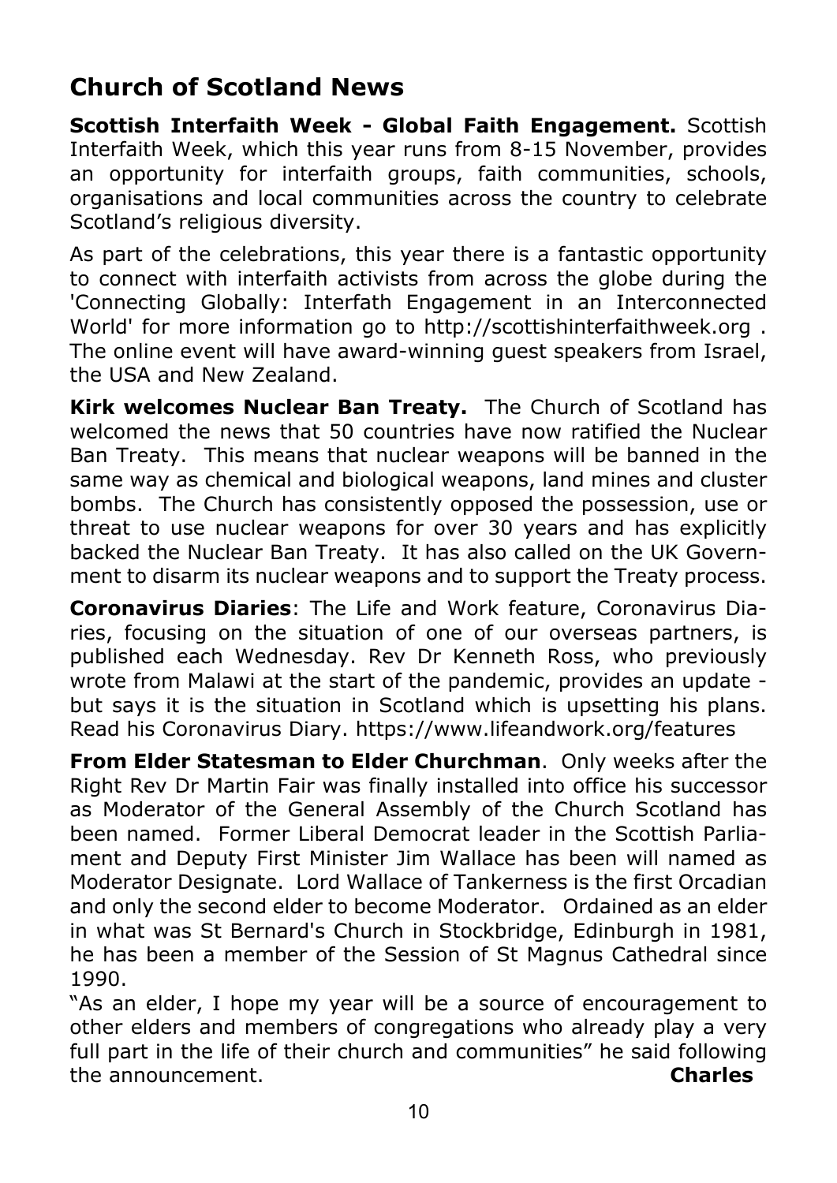## Church of Scotland News

**Scottish Interfaith Week - Global Faith Engagement.** Scottish Interfaith Week, which this year runs from 8-15 November, provides an opportunity for interfaith groups, faith communities, schools, organisations and local communities across the country to celebrate Scotland's religious diversity.

As part of the celebrations, this year there is a fantastic opportunity to connect with interfaith activists from across the globe during the 'Connecting Globally: Interfath Engagement in an Interconnected World' for more information go to http://scottishinterfaithweek.org . The online event will have award-winning guest speakers from Israel, the USA and New Zealand.

**Kirk welcomes Nuclear Ban Treaty.** The Church of Scotland has welcomed the news that 50 countries have now ratified the Nuclear Ban Treaty. This means that nuclear weapons will be banned in the same way as chemical and biological weapons, land mines and cluster bombs. The Church has consistently opposed the possession, use or threat to use nuclear weapons for over 30 years and has explicitly backed the Nuclear Ban Treaty. It has also called on the UK Government to disarm its nuclear weapons and to support the Treaty process.

**Coronavirus Diaries**: The Life and Work feature, Coronavirus Diaries, focusing on the situation of one of our overseas partners, is published each Wednesday. Rev Dr Kenneth Ross, who previously wrote from Malawi at the start of the pandemic, provides an update - but says it is the situation in Scotland which is upsetting his plans. Read his Coronavirus Diary. https://www.lifeandwork.org/features

**From Elder Statesman to Elder Churchman**. Only weeks after the Right Rev Dr Martin Fair was finally installed into office his successor as Moderator of the General Assembly of the Church Scotland has been named. Former Liberal Democrat leader in the Scottish Parliament and Deputy First Minister Jim Wallace has been will named as Moderator Designate. Lord Wallace of Tankerness is the first Orcadian and only the second elder to become Moderator. Ordained as an elder in what was St Bernard's Church in Stockbridge, Edinburgh in 1981, he has been a member of the Session of St Magnus Cathedral since 1990.

"As an elder, I hope my year will be a source of encouragement to other elders and members of congregations who already play a very full part in the life of their church and communities" he said following the announcement.

**Charles**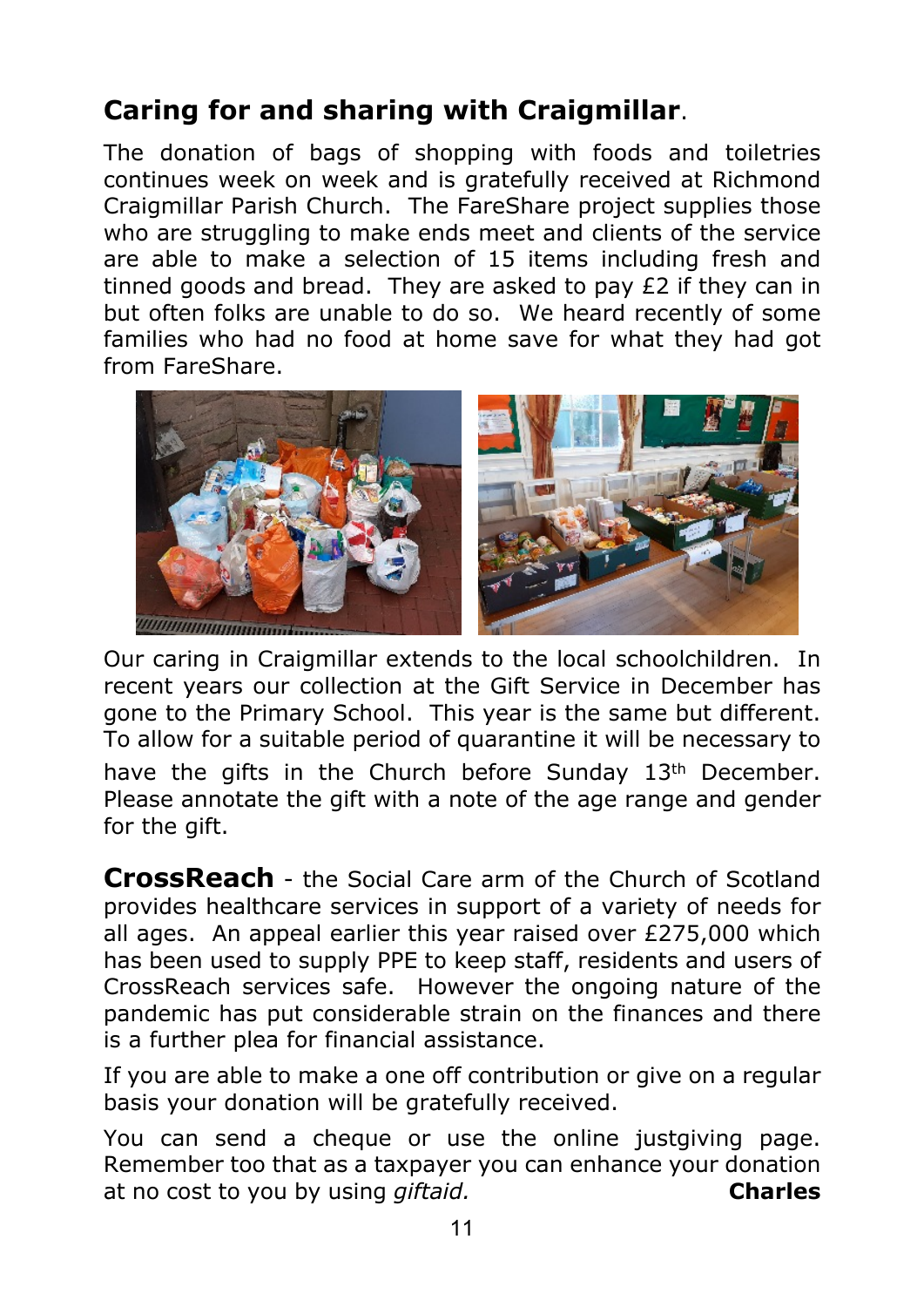## Caring for and sharing with Craigmillar.

The donation of bags of shopping with foods and toiletries continues week on week and is gratefully received at Richmond Craigmillar Parish Church. The FareShare project supplies those who are struggling to make ends meet and clients of the service are able to make a selection of 15 items including fresh and tinned goods and bread. They are asked to pay £2 if they can in but often folks are unable to do so. We heard recently of some families who had no food at home save for what they had got from FareShare.

Our caring in Craigmillar extends to the local schoolchildren. In recent years our collection at the Gift Service in December has gone to the Primary School. This year is the same but different. To allow for a suitable period of quarantine it will be necessary to have the gifts in the Church before Sunday 13th December. Please annotate the gift with a note of the age range and gender for the gift.

**CrossReach** - the Social Care arm of the Church of Scotland provides healthcare services in support of a variety of needs for all ages. An appeal earlier this year raised over £275,000 which has been used to supply PPE to keep staff, residents and users of CrossReach services safe. However the ongoing nature of the pandemic has put considerable strain on the finances and there is a further plea for financial assistance.

If you are able to make a one off contribution or give on a regular basis your donation will be gratefully received.

You can send a cheque or use the online justgiving page. Remember too that as a taxpayer you can enhance your donation at no cost to you by using *giftaid.*

**Charles**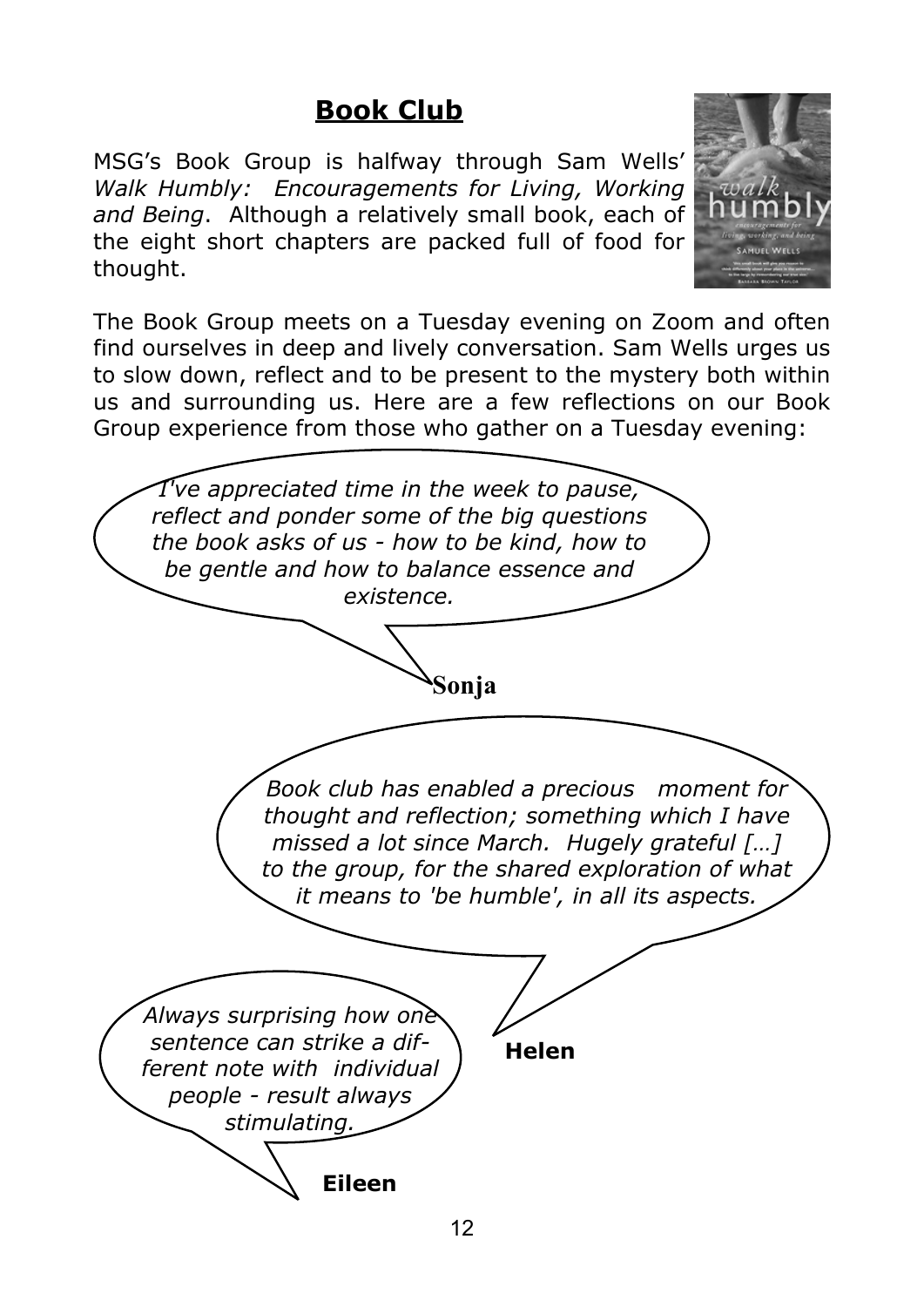## **Book Club**

MSG's Book Group is halfway through Sam Wells' *Walk Humbly: Encouragements for Living, Working and Being*. Although a relatively small book, each of the eight short chapters are packed full of food for thought.

The Book Group meets on a Tuesday evening on Zoom and often find ourselves in deep and lively conversation. Sam Wells urges us to slow down, reflect and to be present to the mystery both within us and surrounding us. Here are a few reflections on our Book Group experience from those who gather on a Tuesday evening:

*I've appreciated time in the week to pause, reflect and ponder some of the big questions the book asks of us - how to be kind, how to be gentle and how to balance essence and existence.*

**Sonja**

*Book club has enabled a precious moment for thought and reflection; something which I have missed a lot since March. Hugely grateful […] to the group, for the shared exploration of what it means to 'be humble', in all its aspects.*

**Helen**

*Always surprising how one sentence can strike a different note with individual people - result always stimulating.*

**Eileen**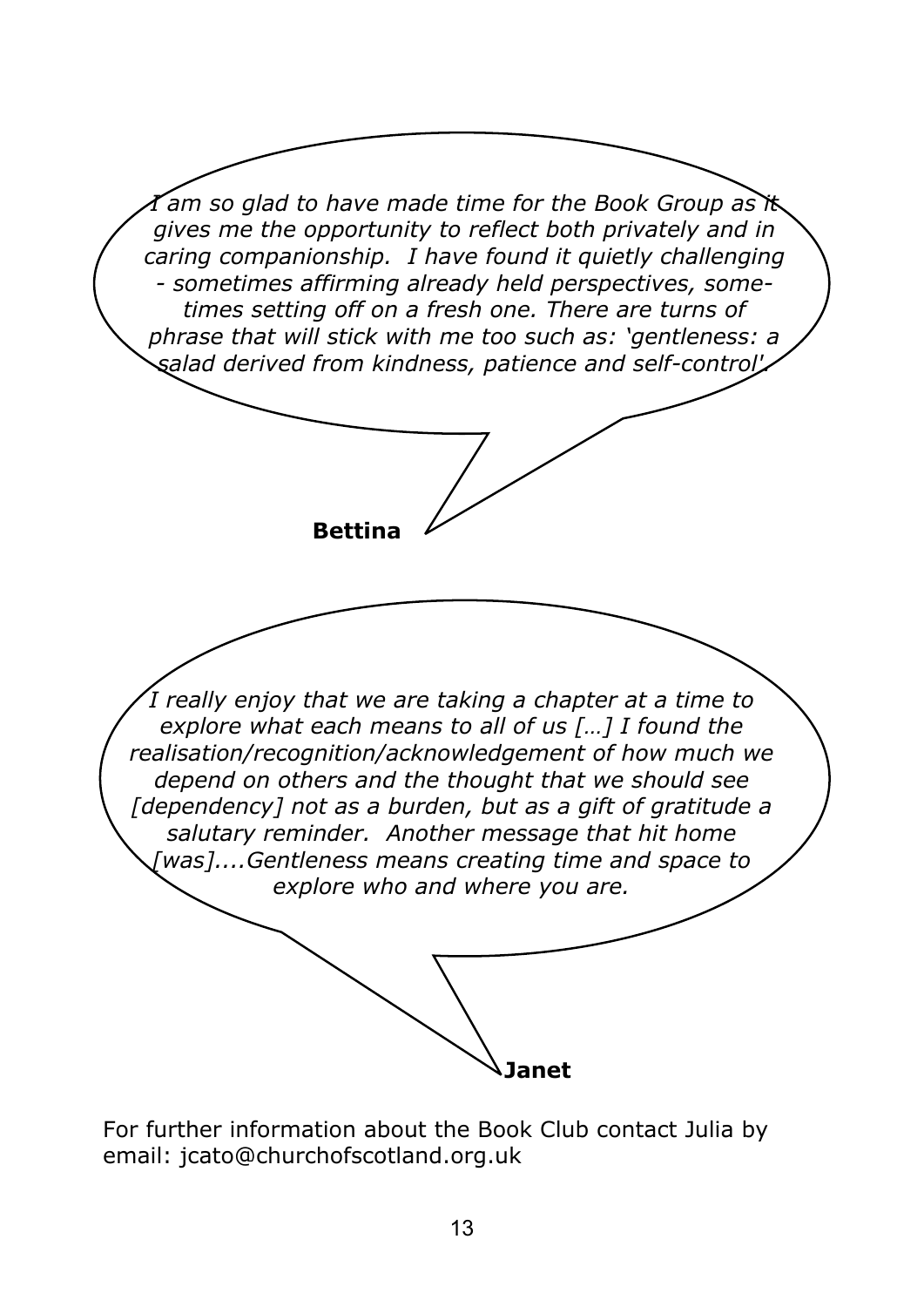*I am so glad to have made time for the Book Group as it gives me the opportunity to reflect both privately and in caring companionship. I have found it quietly challenging - sometimes affirming already held perspectives, sometimes setting off on a fresh one. There are turns of phrase that will stick with me too such as: 'gentleness: a salad derived from kindness, patience and self-control'.*

**Bettina**

*I really enjoy that we are taking a chapter at a time to explore what each means to all of us […] I found the realisation/recognition/acknowledgement of how much we depend on others and the thought that we should see [dependency] not as a burden, but as a gift of gratitude a salutary reminder. Another message that hit home [was]....Gentleness means creating time and space to explore who and where you are.*

**Janet**

For further information about the Book Club contact Julia by email: jcato@churchofscotland.org.uk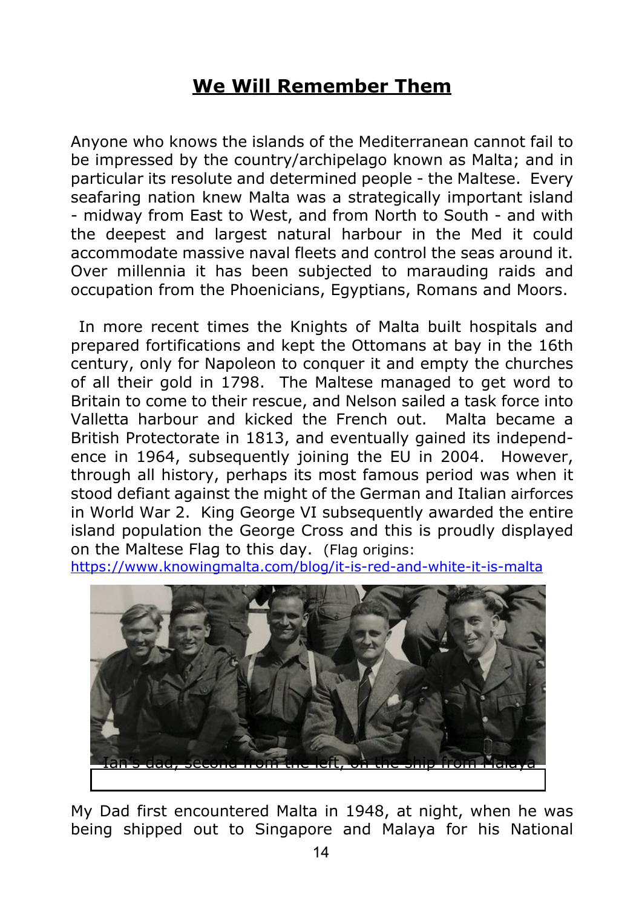# We Will Remember Them

Anyone who knows the islands of the Mediterranean cannot fail to be impressed by the country/archipelago known as Malta; and in particular its resolute and determined people - the Maltese. Every seafaring nation knew Malta was a strategically important island - midway from East to West, and from North to South - and with the deepest and largest natural harbour in the Med it could accommodate massive naval fleets and control the seas around it. Over millennia it has been subjected to marauding raids and occupation from the Phoenicians, Egyptians, Romans and Moors.

In more recent times the Knights of Malta built hospitals and prepared fortifications and kept the Ottomans at bay in the 16th century, only for Napoleon to conquer it and empty the churches of all their gold in 1798. The Maltese managed to get word to Britain to come to their rescue, and Nelson sailed a task force into Valletta harbour and kicked the French out. Malta became a British Protectorate in 1813, and eventually gained its independence in 1964, subsequently joining the EU in 2004. However, through all history, perhaps its most famous period was when it stood defiant against the might of the German and Italian airforces in World War 2. King George VI subsequently awarded the entire island population the George Cross and this is proudly displayed on the Maltese Flag to this day. (Flag origins: https://www.knowingmalta.com/blog/it-is-red-and-white-it-is-malta

Ian's dad, second from the left, on the ship from Malaya

My Dad first encountered Malta in 1948, at night, when he was being shipped out to Singapore and Malaya for his National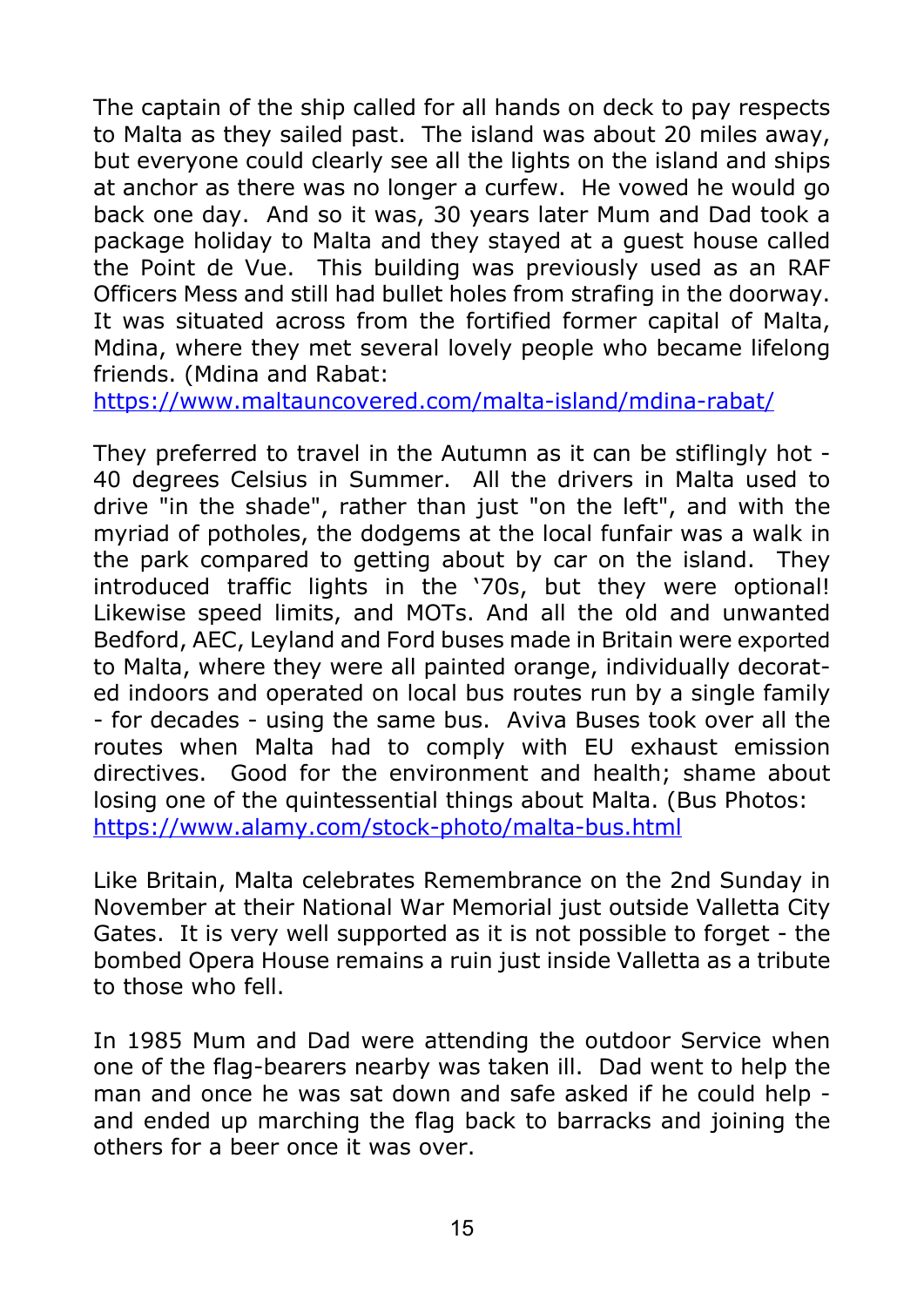The captain of the ship called for all hands on deck to pay respects to Malta as they sailed past. The island was about 20 miles away, but everyone could clearly see all the lights on the island and ships at anchor as there was no longer a curfew. He vowed he would go back one day. And so it was, 30 years later Mum and Dad took a package holiday to Malta and they stayed at a guest house called the Point de Vue. This building was previously used as an RAF Officers Mess and still had bullet holes from strafing in the doorway. It was situated across from the fortified former capital of Malta, Mdina, where they met several lovely people who became lifelong friends. (Mdina and Rabat: https://www.maltauncovered.com/malta-island/mdina-rabat/

They preferred to travel in the Autumn as it can be stiflingly hot - 40 degrees Celsius in Summer. All the drivers in Malta used to drive "in the shade", rather than just "on the left", and with the myriad of potholes, the dodgems at the local funfair was a walk in the park compared to getting about by car on the island. They introduced traffic lights in the '70s, but they were optional! Likewise speed limits, and MOTs. And all the old and unwanted Bedford, AEC, Leyland and Ford buses made in Britain were exported to Malta, where they were all painted orange, individually decorated indoors and operated on local bus routes run by a single family - for decades - using the same bus. Aviva Buses took over all the routes when Malta had to comply with EU exhaust emission directives. Good for the environment and health; shame about losing one of the quintessential things about Malta. (Bus Photos: https://www.alamy.com/stock-photo/malta-bus.html

Like Britain, Malta celebrates Remembrance on the 2nd Sunday in November at their National War Memorial just outside Valletta City Gates. It is very well supported as it is not possible to forget - the bombed Opera House remains a ruin just inside Valletta as a tribute to those who fell.

In 1985 Mum and Dad were attending the outdoor Service when one of the flag-bearers nearby was taken ill. Dad went to help the man and once he was sat down and safe asked if he could help - and ended up marching the flag back to barracks and joining the others for a beer once it was over.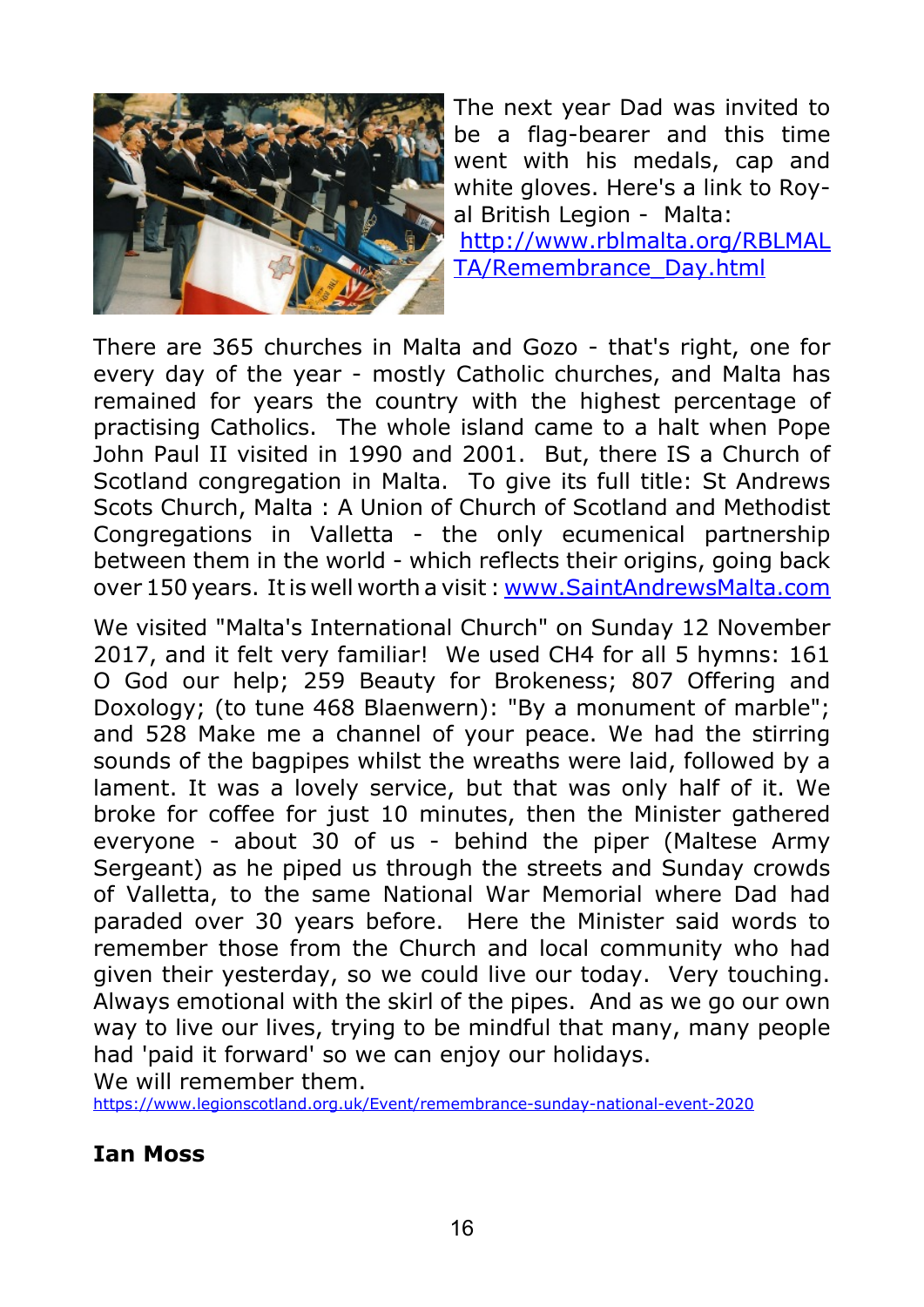The next year Dad was invited to be a flag-bearer and this time went with his medals, cap and white gloves. Here's a link to Royal British Legion - Malta: [http://www.rblmalta.org/RBLMALTA/Remembrance_Day.html](http://www.rblmalta.org/RBLMALTA/Remembrance_Day.html)

There are 365 churches in Malta and Gozo - that's right, one for every day of the year - mostly Catholic churches, and Malta has remained for years the country with the highest percentage of practising Catholics. The whole island came to a halt when Pope John Paul II visited in 1990 and 2001. But, there IS a Church of Scotland congregation in Malta. To give its full title: St Andrews Scots Church, Malta : A Union of Church of Scotland and Methodist Congregations in Valletta - the only ecumenical partnership between them in the world - which reflects their origins, going back over 150 years. It is well worth a visit : [www.SaintAndrewsMalta.com](http://www.SaintAndrewsMalta.com)

We visited "Malta's International Church" on Sunday 12 November 2017, and it felt very familiar! We used CH4 for all 5 hymns: 161 O God our help; 259 Beauty for Brokeness; 807 Offering and Doxology; (to tune 468 Blaenwern): "By a monument of marble"; and 528 Make me a channel of your peace. We had the stirring sounds of the bagpipes whilst the wreaths were laid, followed by a lament. It was a lovely service, but that was only half of it. We broke for coffee for just 10 minutes, then the Minister gathered everyone - about 30 of us - behind the piper (Maltese Army Sergeant) as he piped us through the streets and Sunday crowds of Valletta, to the same National War Memorial where Dad had paraded over 30 years before. Here the Minister said words to remember those from the Church and local community who had given their yesterday, so we could live our today. Very touching. Always emotional with the skirl of the pipes. And as we go our own way to live our lives, trying to be mindful that many, many people had 'paid it forward' so we can enjoy our holidays.
We will remember them.
[https://www.legionscotland.org.uk/Event/remembrance-sunday-national-event-2020](https://www.legionscotland.org.uk/Event/remembrance-sunday-national-event-2020)

**Ian Moss**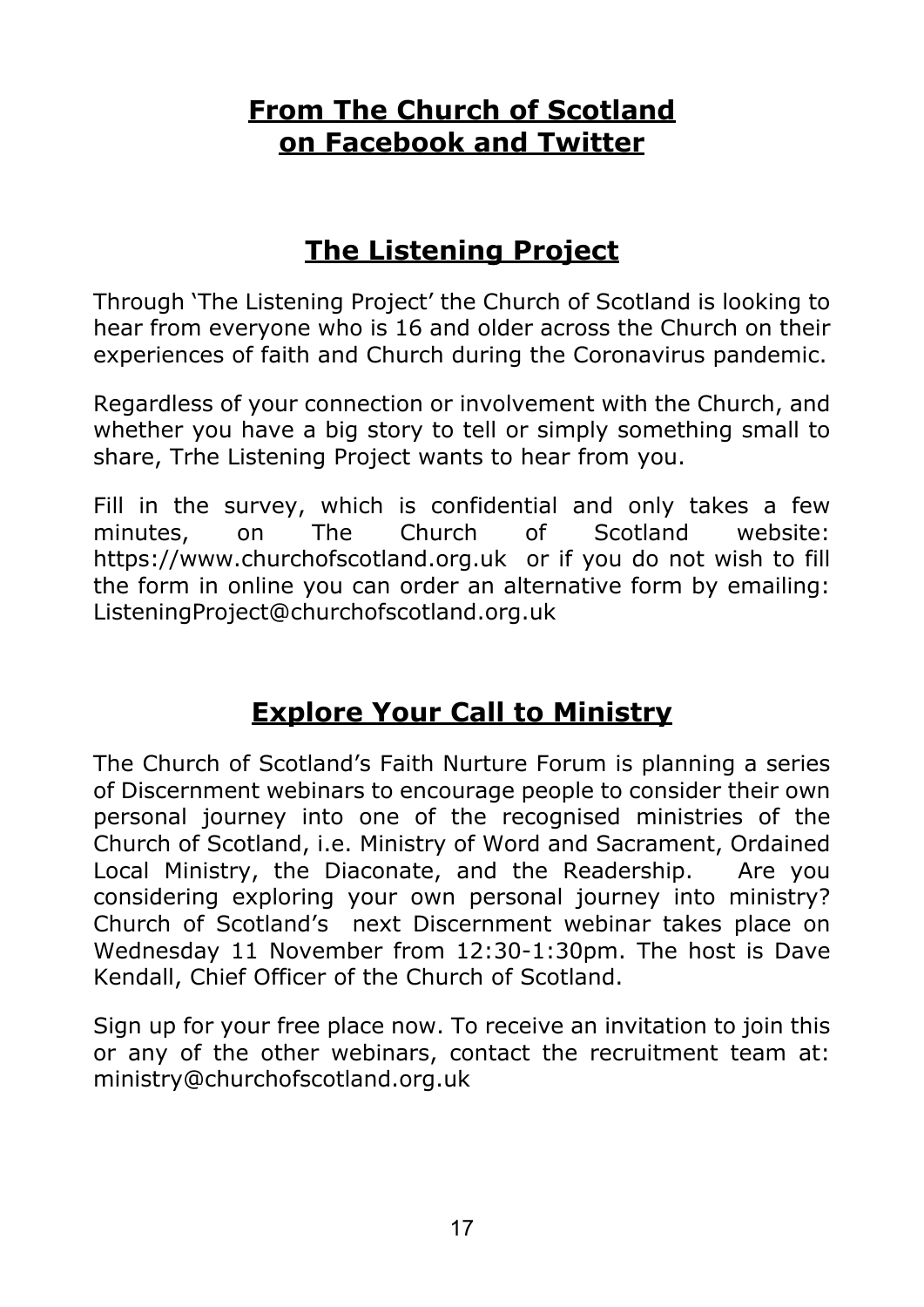## From The Church of Scotland on Facebook and Twitter

## The Listening Project

Through 'The Listening Project' the Church of Scotland is looking to hear from everyone who is 16 and older across the Church on their experiences of faith and Church during the Coronavirus pandemic.

Regardless of your connection or involvement with the Church, and whether you have a big story to tell or simply something small to share, Trhe Listening Project wants to hear from you.

Fill in the survey, which is confidential and only takes a few minutes, on The Church of Scotland website: https://www.churchofscotland.org.uk or if you do not wish to fill the form in online you can order an alternative form by emailing: ListeningProject@churchofscotland.org.uk

## Explore Your Call to Ministry

The Church of Scotland's Faith Nurture Forum is planning a series of Discernment webinars to encourage people to consider their own personal journey into one of the recognised ministries of the Church of Scotland, i.e. Ministry of Word and Sacrament, Ordained Local Ministry, the Diaconate, and the Readership. Are you considering exploring your own personal journey into ministry? Church of Scotland's next Discernment webinar takes place on Wednesday 11 November from 12:30-1:30pm. The host is Dave Kendall, Chief Officer of the Church of Scotland.

Sign up for your free place now. To receive an invitation to join this or any of the other webinars, contact the recruitment team at: ministry@churchofscotland.org.uk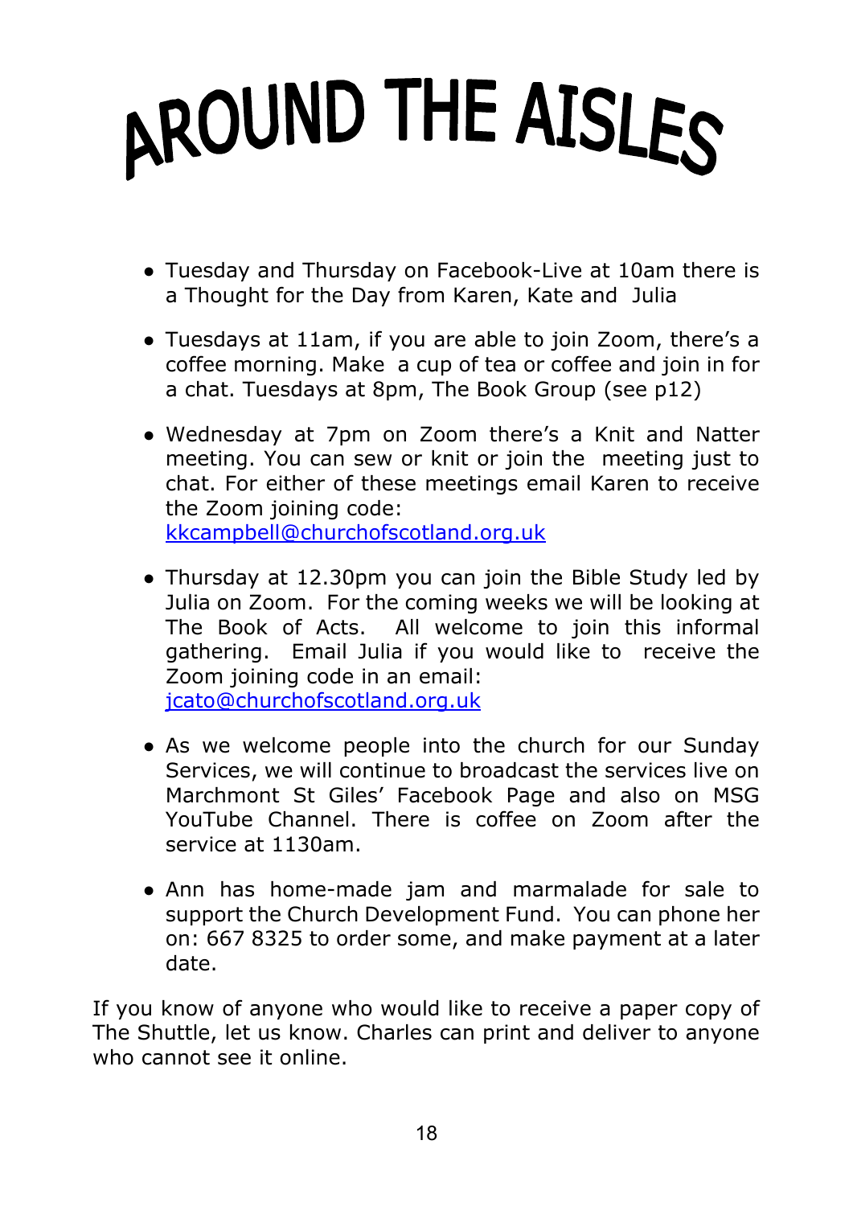# AROUND THE AISLES

- Tuesday and Thursday on Facebook-Live at 10am there is a Thought for the Day from Karen, Kate and Julia
- Tuesdays at 11am, if you are able to join Zoom, there's a coffee morning. Make a cup of tea or coffee and join in for a chat. Tuesdays at 8pm, The Book Group (see p12)
- Wednesday at 7pm on Zoom there's a Knit and Natter meeting. You can sew or knit or join the meeting just to chat. For either of these meetings email Karen to receive the Zoom joining code: kkcampbell@churchofscotland.org.uk
- Thursday at 12.30pm you can join the Bible Study led by Julia on Zoom. For the coming weeks we will be looking at The Book of Acts. All welcome to join this informal gathering. Email Julia if you would like to receive the Zoom joining code in an email: jcato@churchofscotland.org.uk
- As we welcome people into the church for our Sunday Services, we will continue to broadcast the services live on Marchmont St Giles' Facebook Page and also on MSG YouTube Channel. There is coffee on Zoom after the service at 1130am.
- Ann has home-made jam and marmalade for sale to support the Church Development Fund. You can phone her on: 667 8325 to order some, and make payment at a later date.

If you know of anyone who would like to receive a paper copy of The Shuttle, let us know. Charles can print and deliver to anyone who cannot see it online.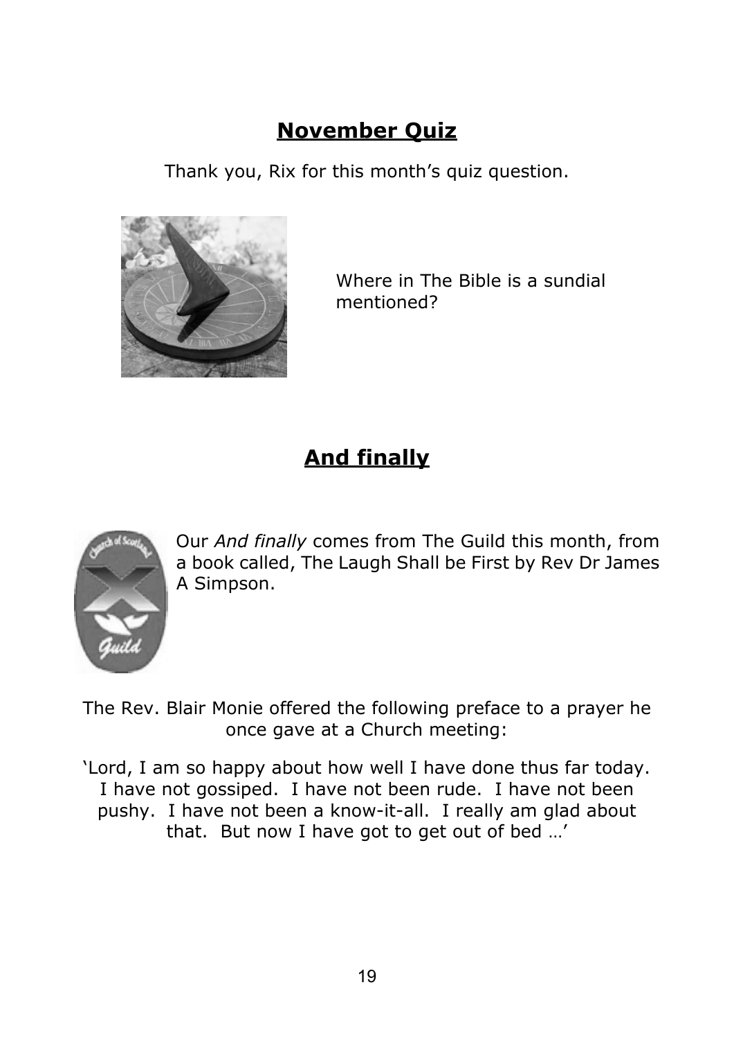## November Quiz

Thank you, Rix for this month's quiz question.

Where in The Bible is a sundial mentioned?

## And finally

Our *And finally* comes from The Guild this month, from a book called, The Laugh Shall be First by Rev Dr James A Simpson.

The Rev. Blair Monie offered the following preface to a prayer he once gave at a Church meeting:

'Lord, I am so happy about how well I have done thus far today. I have not gossiped. I have not been rude. I have not been pushy. I have not been a know-it-all. I really am glad about that. But now I have got to get out of bed …'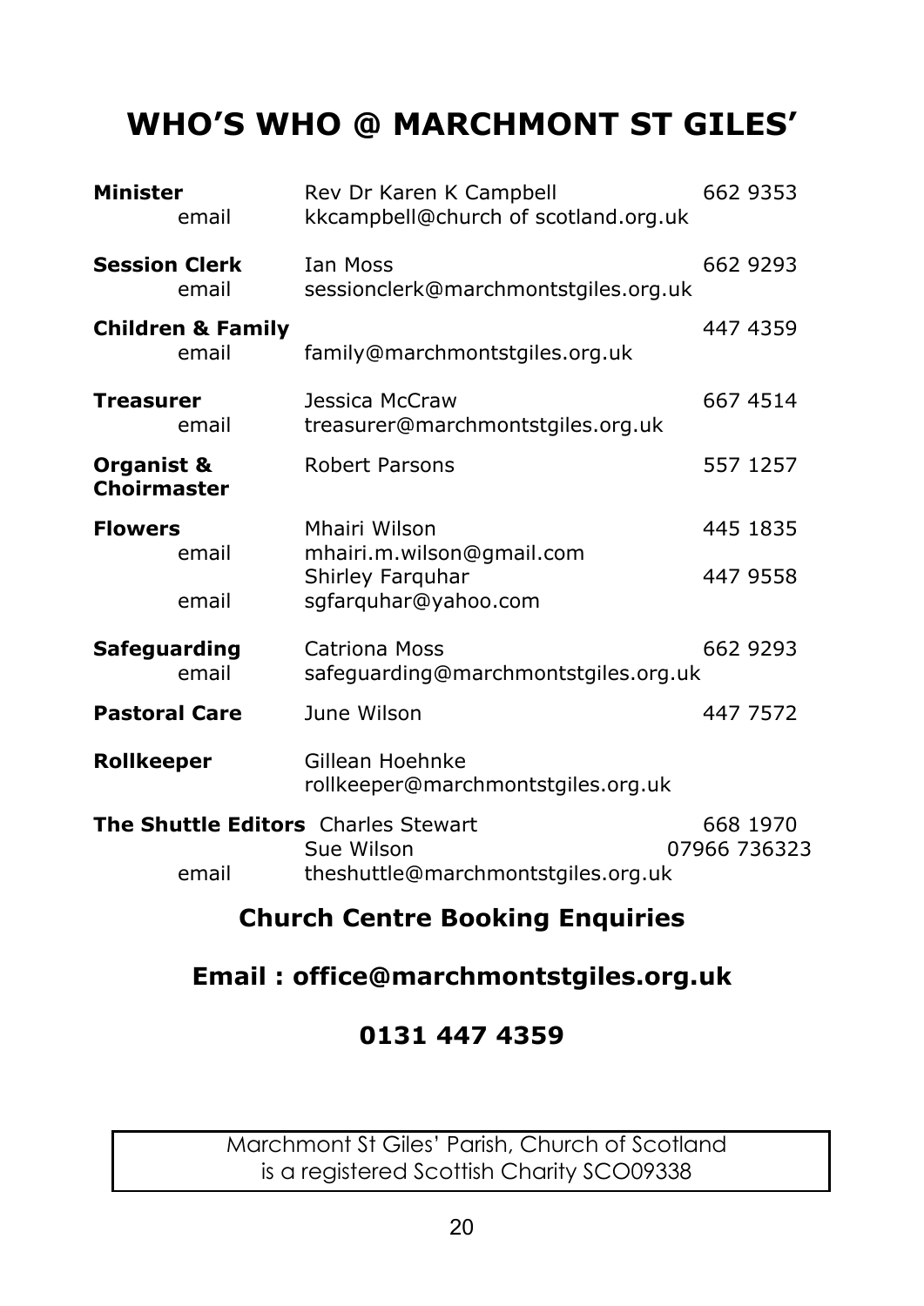# WHO'S WHO @ MARCHMONT ST GILES'

| | | |
|---|---|---|
| **Minister** | Rev Dr Karen K Campbell | 662 9353 |
| email | kkcampbell@church of scotland.org.uk | |
| **Session Clerk** | Ian Moss | 662 9293 |
| email | sessionclerk@marchmontstgiles.org.uk | |
| **Children & Family** | | 447 4359 |
| email | family@marchmontstgiles.org.uk | |
| **Treasurer** | Jessica McCraw | 667 4514 |
| email | treasurer@marchmontstgiles.org.uk | |
| **Organist & Choirmaster** | Robert Parsons | 557 1257 |
| **Flowers** | Mhairi Wilson | 445 1835 |
| email | mhairi.m.wilson@gmail.com | |
| | Shirley Farquhar | 447 9558 |
| email | sgfarquhar@yahoo.com | |
| **Safeguarding** | Catriona Moss | 662 9293 |
| email | safeguarding@marchmontstgiles.org.uk | |
| **Pastoral Care** | June Wilson | 447 7572 |
| **Rollkeeper** | Gillean Hoehnke | |
| | rollkeeper@marchmontstgiles.org.uk | |
| **The Shuttle Editors** | Charles Stewart | 668 1970 |
| | Sue Wilson | 07966 736323 |
| email | theshuttle@marchmontstgiles.org.uk | |

## Church Centre Booking Enquiries

## Email : office@marchmontstgiles.org.uk

## 0131 447 4359

Marchmont St Giles' Parish, Church of Scotland
is a registered Scottish Charity SCO09338